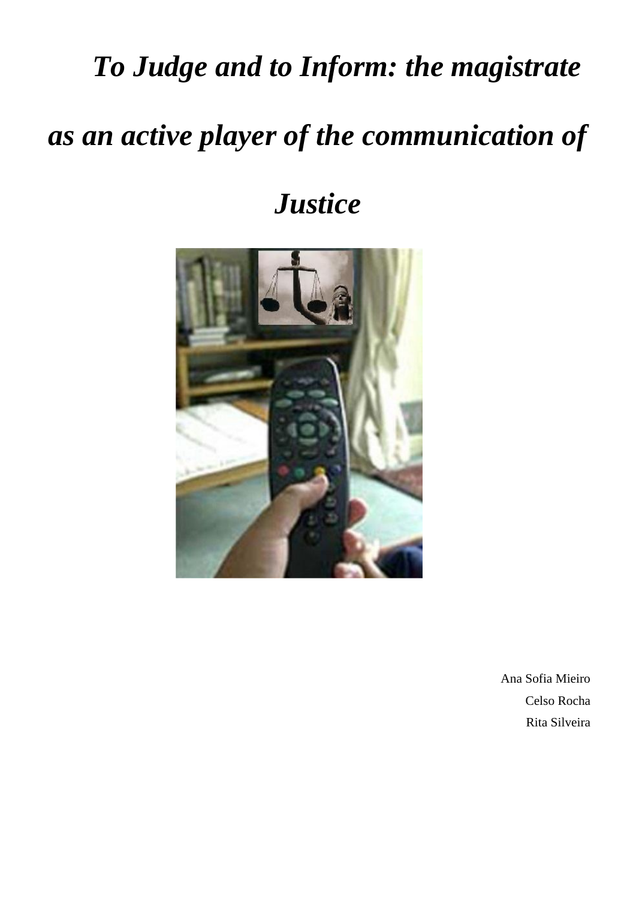# *To Judge and to Inform: the magistrate as an active player of the communication of Justice*

Ana Sofia Mieiro
Celso Rocha
Rita Silveira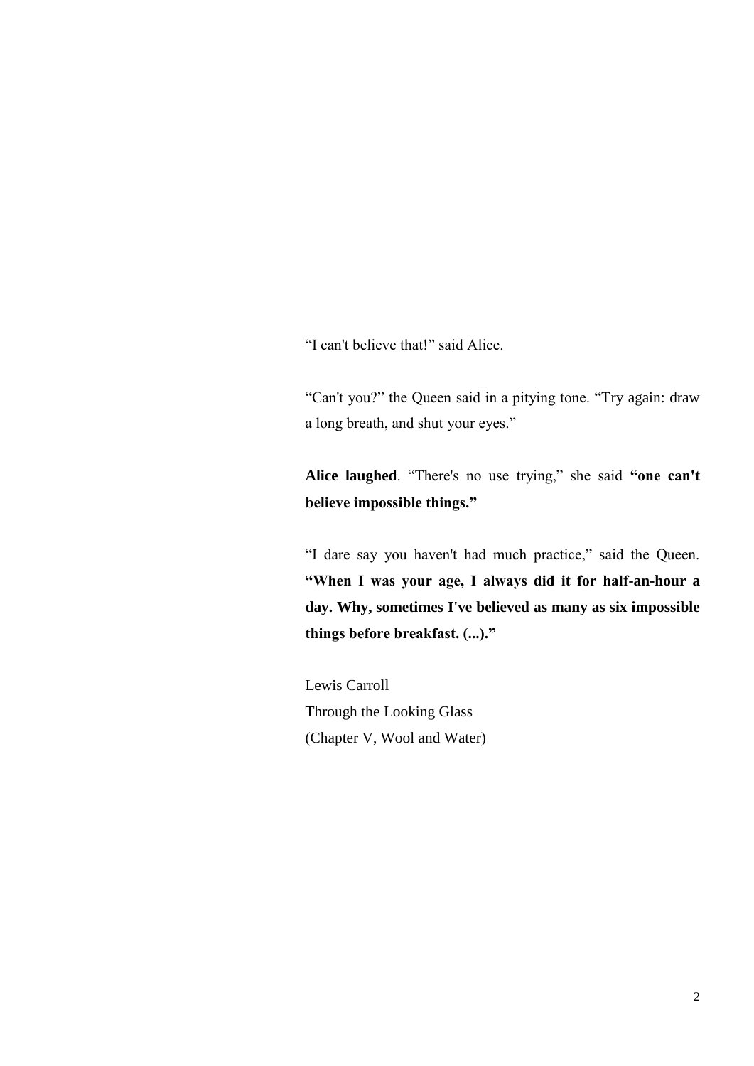“I can't believe that!” said Alice.

“Can't you?” the Queen said in a pitying tone. “Try again: draw a long breath, and shut your eyes.”

**Alice laughed**. “There's no use trying,” she said **“one can't believe impossible things.”**

“I dare say you haven't had much practice,” said the Queen. **“When I was your age, I always did it for half-an-hour a day. Why, sometimes I've believed as many as six impossible things before breakfast. (...).”**

Lewis Carroll
Through the Looking Glass
(Chapter V, Wool and Water)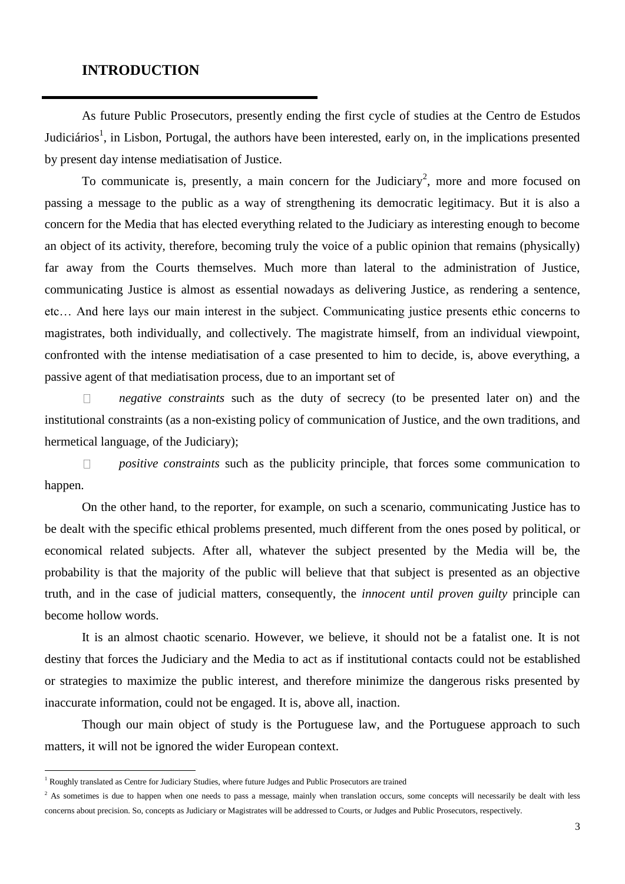## INTRODUCTION

As future Public Prosecutors, presently ending the first cycle of studies at the Centro de Estudos Judiciários[1], in Lisbon, Portugal, the authors have been interested, early on, in the implications presented by present day intense mediatisation of Justice.

To communicate is, presently, a main concern for the Judiciary[2], more and more focused on passing a message to the public as a way of strengthening its democratic legitimacy. But it is also a concern for the Media that has elected everything related to the Judiciary as interesting enough to become an object of its activity, therefore, becoming truly the voice of a public opinion that remains (physically) far away from the Courts themselves. Much more than lateral to the administration of Justice, communicating Justice is almost as essential nowadays as delivering Justice, as rendering a sentence, etc… And here lays our main interest in the subject. Communicating justice presents ethic concerns to magistrates, both individually, and collectively. The magistrate himself, from an individual viewpoint, confronted with the intense mediatisation of a case presented to him to decide, is, above everything, a passive agent of that mediatisation process, due to an important set of

- *negative constraints* such as the duty of secrecy (to be presented later on) and the institutional constraints (as a non-existing policy of communication of Justice, and the own traditions, and hermetical language, of the Judiciary);
- *positive constraints* such as the publicity principle, that forces some communication to happen.

On the other hand, to the reporter, for example, on such a scenario, communicating Justice has to be dealt with the specific ethical problems presented, much different from the ones posed by political, or economical related subjects. After all, whatever the subject presented by the Media will be, the probability is that the majority of the public will believe that that subject is presented as an objective truth, and in the case of judicial matters, consequently, the *innocent until proven guilty* principle can become hollow words.

It is an almost chaotic scenario. However, we believe, it should not be a fatalist one. It is not destiny that forces the Judiciary and the Media to act as if institutional contacts could not be established or strategies to maximize the public interest, and therefore minimize the dangerous risks presented by inaccurate information, could not be engaged. It is, above all, inaction.

Though our main object of study is the Portuguese law, and the Portuguese approach to such matters, it will not be ignored the wider European context.

---

[1] Roughly translated as Centre for Judiciary Studies, where future Judges and Public Prosecutors are trained

[2] As sometimes is due to happen when one needs to pass a message, mainly when translation occurs, some concepts will necessarily be dealt with less concerns about precision. So, concepts as Judiciary or Magistrates will be addressed to Courts, or Judges and Public Prosecutors, respectively.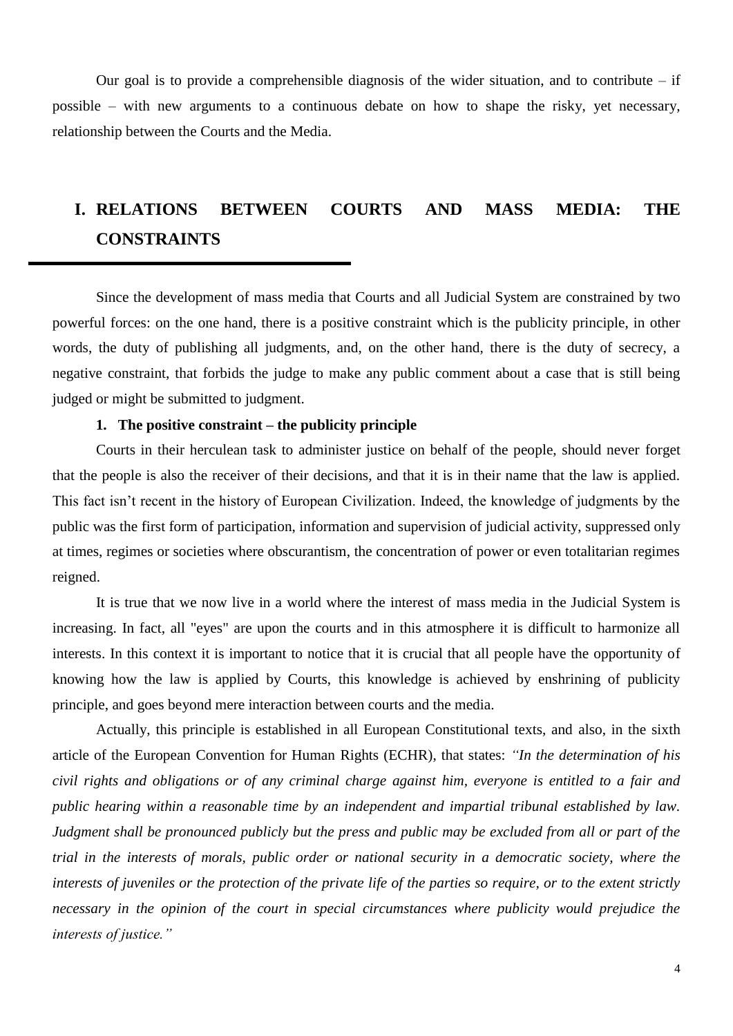Our goal is to provide a comprehensible diagnosis of the wider situation, and to contribute – if possible – with new arguments to a continuous debate on how to shape the risky, yet necessary, relationship between the Courts and the Media.

# I. RELATIONS BETWEEN COURTS AND MASS MEDIA: THE CONSTRAINTS

Since the development of mass media that Courts and all Judicial System are constrained by two powerful forces: on the one hand, there is a positive constraint which is the publicity principle, in other words, the duty of publishing all judgments, and, on the other hand, there is the duty of secrecy, a negative constraint, that forbids the judge to make any public comment about a case that is still being judged or might be submitted to judgment.

## 1. The positive constraint – the publicity principle

Courts in their herculean task to administer justice on behalf of the people, should never forget that the people is also the receiver of their decisions, and that it is in their name that the law is applied. This fact isn't recent in the history of European Civilization. Indeed, the knowledge of judgments by the public was the first form of participation, information and supervision of judicial activity, suppressed only at times, regimes or societies where obscurantism, the concentration of power or even totalitarian regimes reigned.

It is true that we now live in a world where the interest of mass media in the Judicial System is increasing. In fact, all "eyes" are upon the courts and in this atmosphere it is difficult to harmonize all interests. In this context it is important to notice that it is crucial that all people have the opportunity of knowing how the law is applied by Courts, this knowledge is achieved by enshrining of publicity principle, and goes beyond mere interaction between courts and the media.

Actually, this principle is established in all European Constitutional texts, and also, in the sixth article of the European Convention for Human Rights (ECHR), that states: *"In the determination of his civil rights and obligations or of any criminal charge against him, everyone is entitled to a fair and public hearing within a reasonable time by an independent and impartial tribunal established by law. Judgment shall be pronounced publicly but the press and public may be excluded from all or part of the trial in the interests of morals, public order or national security in a democratic society, where the interests of juveniles or the protection of the private life of the parties so require, or to the extent strictly necessary in the opinion of the court in special circumstances where publicity would prejudice the interests of justice."*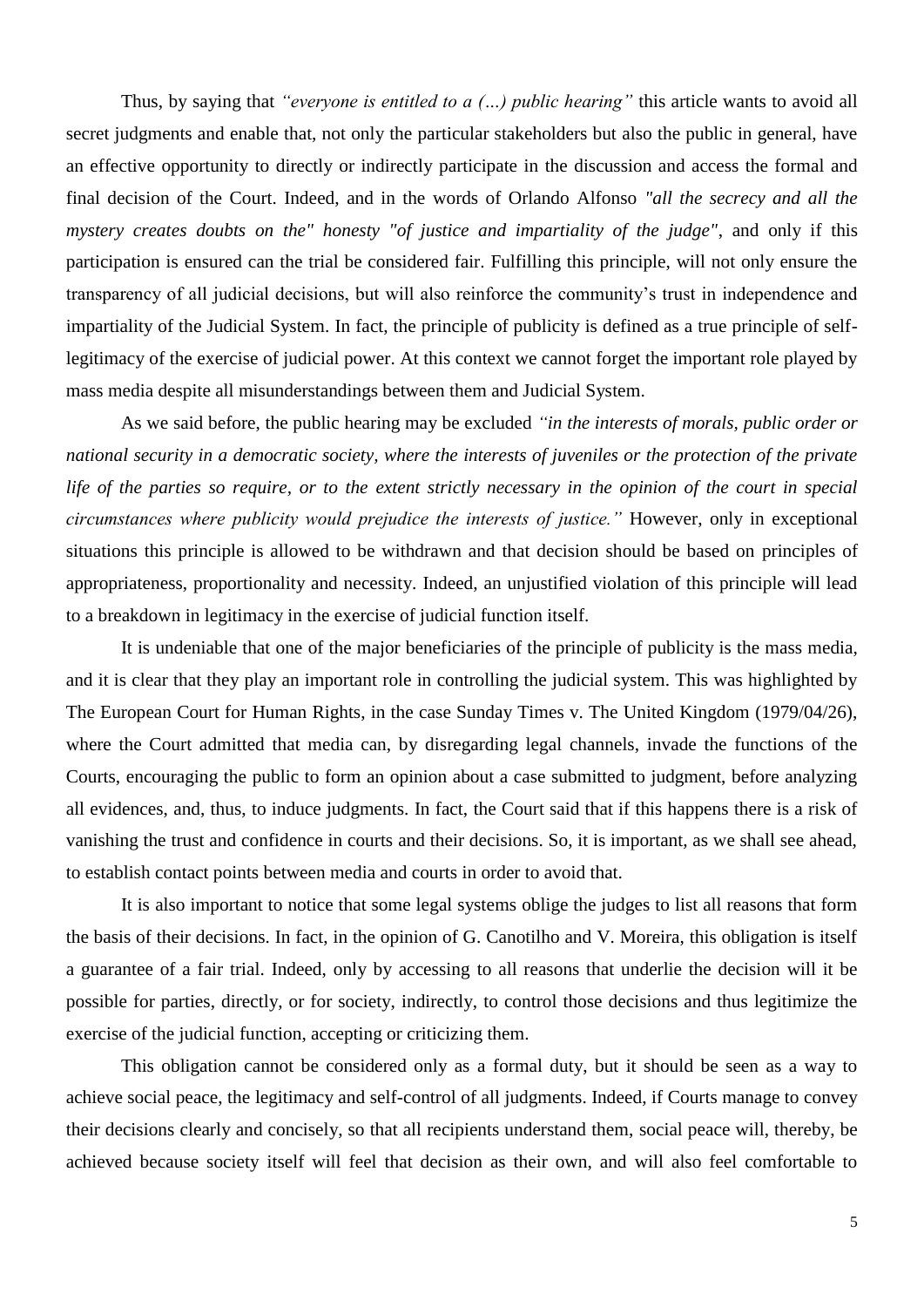Thus, by saying that *"everyone is entitled to a (…) public hearing"* this article wants to avoid all secret judgments and enable that, not only the particular stakeholders but also the public in general, have an effective opportunity to directly or indirectly participate in the discussion and access the formal and final decision of the Court. Indeed, and in the words of Orlando Alfonso *"all the secrecy and all the mystery creates doubts on the" honesty "of justice and impartiality of the judge"*, and only if this participation is ensured can the trial be considered fair. Fulfilling this principle, will not only ensure the transparency of all judicial decisions, but will also reinforce the community's trust in independence and impartiality of the Judicial System. In fact, the principle of publicity is defined as a true principle of self-legitimacy of the exercise of judicial power. At this context we cannot forget the important role played by mass media despite all misunderstandings between them and Judicial System.

As we said before, the public hearing may be excluded *"in the interests of morals, public order or national security in a democratic society, where the interests of juveniles or the protection of the private life of the parties so require, or to the extent strictly necessary in the opinion of the court in special circumstances where publicity would prejudice the interests of justice."* However, only in exceptional situations this principle is allowed to be withdrawn and that decision should be based on principles of appropriateness, proportionality and necessity. Indeed, an unjustified violation of this principle will lead to a breakdown in legitimacy in the exercise of judicial function itself.

It is undeniable that one of the major beneficiaries of the principle of publicity is the mass media, and it is clear that they play an important role in controlling the judicial system. This was highlighted by The European Court for Human Rights, in the case Sunday Times v. The United Kingdom (1979/04/26), where the Court admitted that media can, by disregarding legal channels, invade the functions of the Courts, encouraging the public to form an opinion about a case submitted to judgment, before analyzing all evidences, and, thus, to induce judgments. In fact, the Court said that if this happens there is a risk of vanishing the trust and confidence in courts and their decisions. So, it is important, as we shall see ahead, to establish contact points between media and courts in order to avoid that.

It is also important to notice that some legal systems oblige the judges to list all reasons that form the basis of their decisions. In fact, in the opinion of G. Canotilho and V. Moreira, this obligation is itself a guarantee of a fair trial. Indeed, only by accessing to all reasons that underlie the decision will it be possible for parties, directly, or for society, indirectly, to control those decisions and thus legitimize the exercise of the judicial function, accepting or criticizing them.

This obligation cannot be considered only as a formal duty, but it should be seen as a way to achieve social peace, the legitimacy and self-control of all judgments. Indeed, if Courts manage to convey their decisions clearly and concisely, so that all recipients understand them, social peace will, thereby, be achieved because society itself will feel that decision as their own, and will also feel comfortable to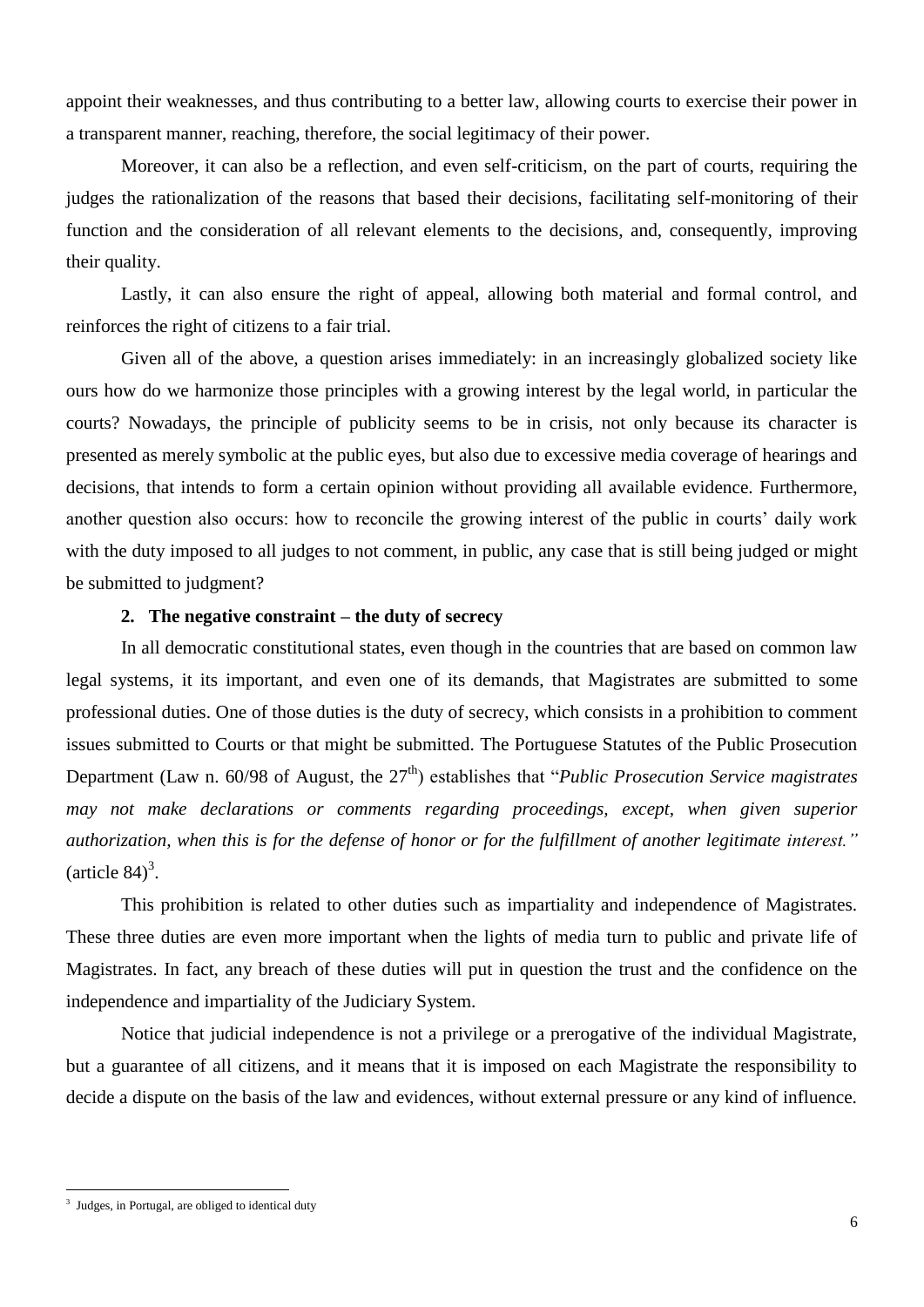appoint their weaknesses, and thus contributing to a better law, allowing courts to exercise their power in a transparent manner, reaching, therefore, the social legitimacy of their power.

Moreover, it can also be a reflection, and even self-criticism, on the part of courts, requiring the judges the rationalization of the reasons that based their decisions, facilitating self-monitoring of their function and the consideration of all relevant elements to the decisions, and, consequently, improving their quality.

Lastly, it can also ensure the right of appeal, allowing both material and formal control, and reinforces the right of citizens to a fair trial.

Given all of the above, a question arises immediately: in an increasingly globalized society like ours how do we harmonize those principles with a growing interest by the legal world, in particular the courts? Nowadays, the principle of publicity seems to be in crisis, not only because its character is presented as merely symbolic at the public eyes, but also due to excessive media coverage of hearings and decisions, that intends to form a certain opinion without providing all available evidence. Furthermore, another question also occurs: how to reconcile the growing interest of the public in courts' daily work with the duty imposed to all judges to not comment, in public, any case that is still being judged or might be submitted to judgment?

**2. The negative constraint – the duty of secrecy**

In all democratic constitutional states, even though in the countries that are based on common law legal systems, it its important, and even one of its demands, that Magistrates are submitted to some professional duties. One of those duties is the duty of secrecy, which consists in a prohibition to comment issues submitted to Courts or that might be submitted. The Portuguese Statutes of the Public Prosecution Department (Law n. 60/98 of August, the 27th) establishes that "*Public Prosecution Service magistrates may not make declarations or comments regarding proceedings, except, when given superior authorization, when this is for the defense of honor or for the fulfillment of another legitimate interest.*" (article 84)[3].

This prohibition is related to other duties such as impartiality and independence of Magistrates. These three duties are even more important when the lights of media turn to public and private life of Magistrates. In fact, any breach of these duties will put in question the trust and the confidence on the independence and impartiality of the Judiciary System.

Notice that judicial independence is not a privilege or a prerogative of the individual Magistrate, but a guarantee of all citizens, and it means that it is imposed on each Magistrate the responsibility to decide a dispute on the basis of the law and evidences, without external pressure or any kind of influence.

[3] Judges, in Portugal, are obliged to identical duty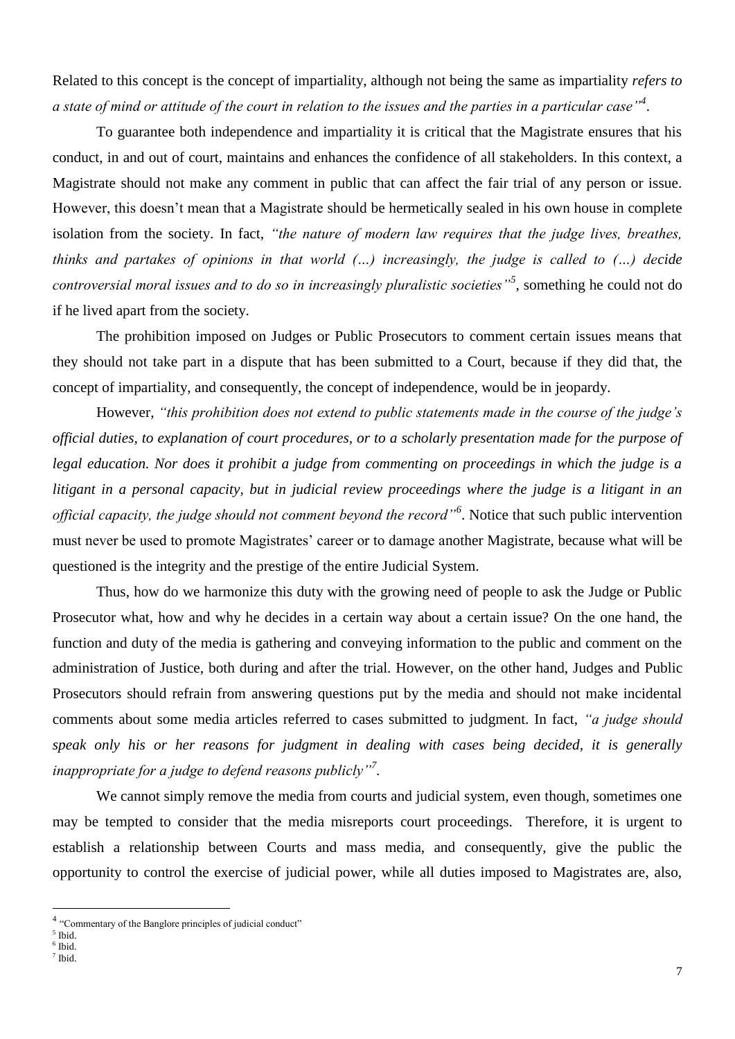Related to this concept is the concept of impartiality, although not being the same as impartiality *refers to a state of mind or attitude of the court in relation to the issues and the parties in a particular case"*[4].

To guarantee both independence and impartiality it is critical that the Magistrate ensures that his conduct, in and out of court, maintains and enhances the confidence of all stakeholders. In this context, a Magistrate should not make any comment in public that can affect the fair trial of any person or issue. However, this doesn't mean that a Magistrate should be hermetically sealed in his own house in complete isolation from the society. In fact, *"the nature of modern law requires that the judge lives, breathes, thinks and partakes of opinions in that world (…) increasingly, the judge is called to (…) decide controversial moral issues and to do so in increasingly pluralistic societies"*[5], something he could not do if he lived apart from the society.

The prohibition imposed on Judges or Public Prosecutors to comment certain issues means that they should not take part in a dispute that has been submitted to a Court, because if they did that, the concept of impartiality, and consequently, the concept of independence, would be in jeopardy.

However, *"this prohibition does not extend to public statements made in the course of the judge's official duties, to explanation of court procedures, or to a scholarly presentation made for the purpose of legal education. Nor does it prohibit a judge from commenting on proceedings in which the judge is a litigant in a personal capacity, but in judicial review proceedings where the judge is a litigant in an official capacity, the judge should not comment beyond the record"*[6]. Notice that such public intervention must never be used to promote Magistrates' career or to damage another Magistrate, because what will be questioned is the integrity and the prestige of the entire Judicial System.

Thus, how do we harmonize this duty with the growing need of people to ask the Judge or Public Prosecutor what, how and why he decides in a certain way about a certain issue? On the one hand, the function and duty of the media is gathering and conveying information to the public and comment on the administration of Justice, both during and after the trial. However, on the other hand, Judges and Public Prosecutors should refrain from answering questions put by the media and should not make incidental comments about some media articles referred to cases submitted to judgment. In fact, *"a judge should speak only his or her reasons for judgment in dealing with cases being decided, it is generally inappropriate for a judge to defend reasons publicly"*[7].

We cannot simply remove the media from courts and judicial system, even though, sometimes one may be tempted to consider that the media misreports court proceedings. Therefore, it is urgent to establish a relationship between Courts and mass media, and consequently, give the public the opportunity to control the exercise of judicial power, while all duties imposed to Magistrates are, also,

---

[4] "Commentary of the Banglore principles of judicial conduct"

[5] Ibid.

[6] Ibid.

[7] Ibid.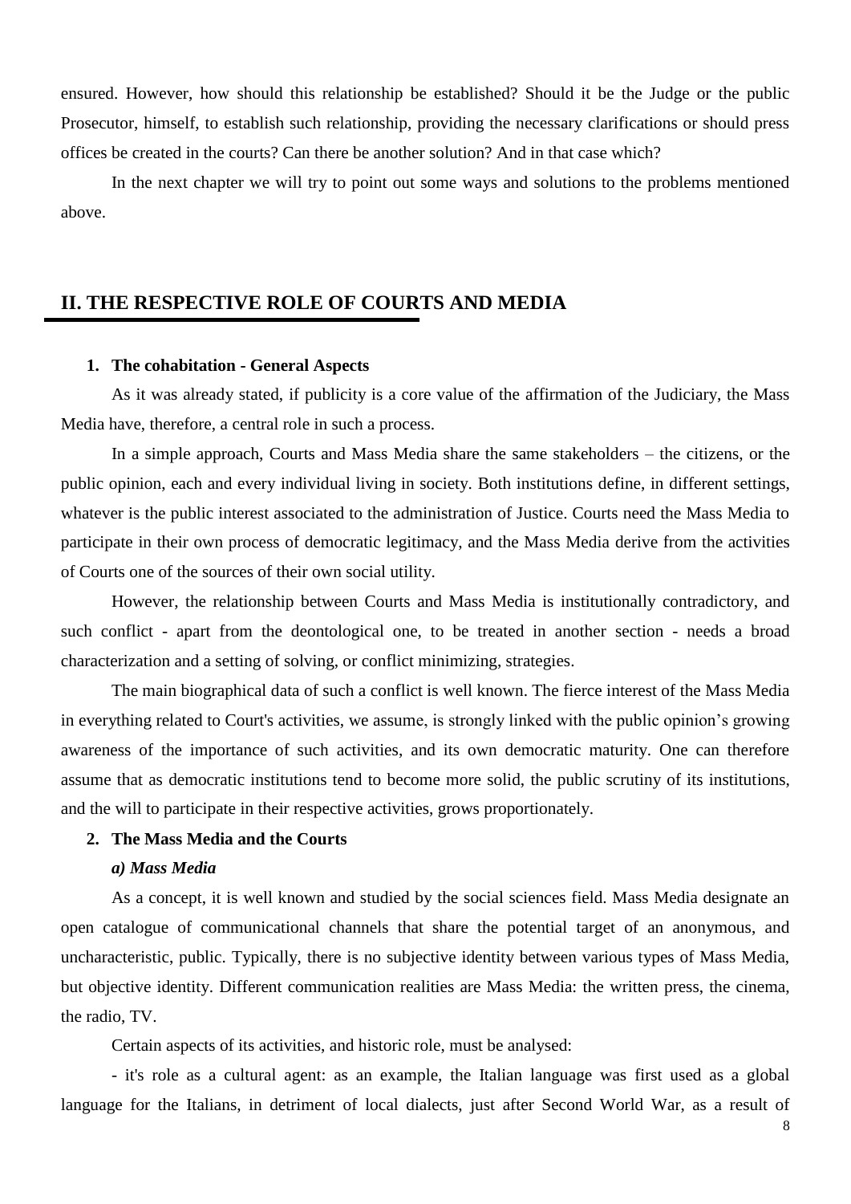ensured. However, how should this relationship be established? Should it be the Judge or the public Prosecutor, himself, to establish such relationship, providing the necessary clarifications or should press offices be created in the courts? Can there be another solution? And in that case which?

In the next chapter we will try to point out some ways and solutions to the problems mentioned above.

## II. THE RESPECTIVE ROLE OF COURTS AND MEDIA

### 1. The cohabitation - General Aspects

As it was already stated, if publicity is a core value of the affirmation of the Judiciary, the Mass Media have, therefore, a central role in such a process.

In a simple approach, Courts and Mass Media share the same stakeholders – the citizens, or the public opinion, each and every individual living in society. Both institutions define, in different settings, whatever is the public interest associated to the administration of Justice. Courts need the Mass Media to participate in their own process of democratic legitimacy, and the Mass Media derive from the activities of Courts one of the sources of their own social utility.

However, the relationship between Courts and Mass Media is institutionally contradictory, and such conflict - apart from the deontological one, to be treated in another section - needs a broad characterization and a setting of solving, or conflict minimizing, strategies.

The main biographical data of such a conflict is well known. The fierce interest of the Mass Media in everything related to Court's activities, we assume, is strongly linked with the public opinion's growing awareness of the importance of such activities, and its own democratic maturity. One can therefore assume that as democratic institutions tend to become more solid, the public scrutiny of its institutions, and the will to participate in their respective activities, grows proportionately.

### 2. The Mass Media and the Courts

#### *a) Mass Media*

As a concept, it is well known and studied by the social sciences field. Mass Media designate an open catalogue of communicational channels that share the potential target of an anonymous, and uncharacteristic, public. Typically, there is no subjective identity between various types of Mass Media, but objective identity. Different communication realities are Mass Media: the written press, the cinema, the radio, TV.

Certain aspects of its activities, and historic role, must be analysed:

- it's role as a cultural agent: as an example, the Italian language was first used as a global language for the Italians, in detriment of local dialects, just after Second World War, as a result of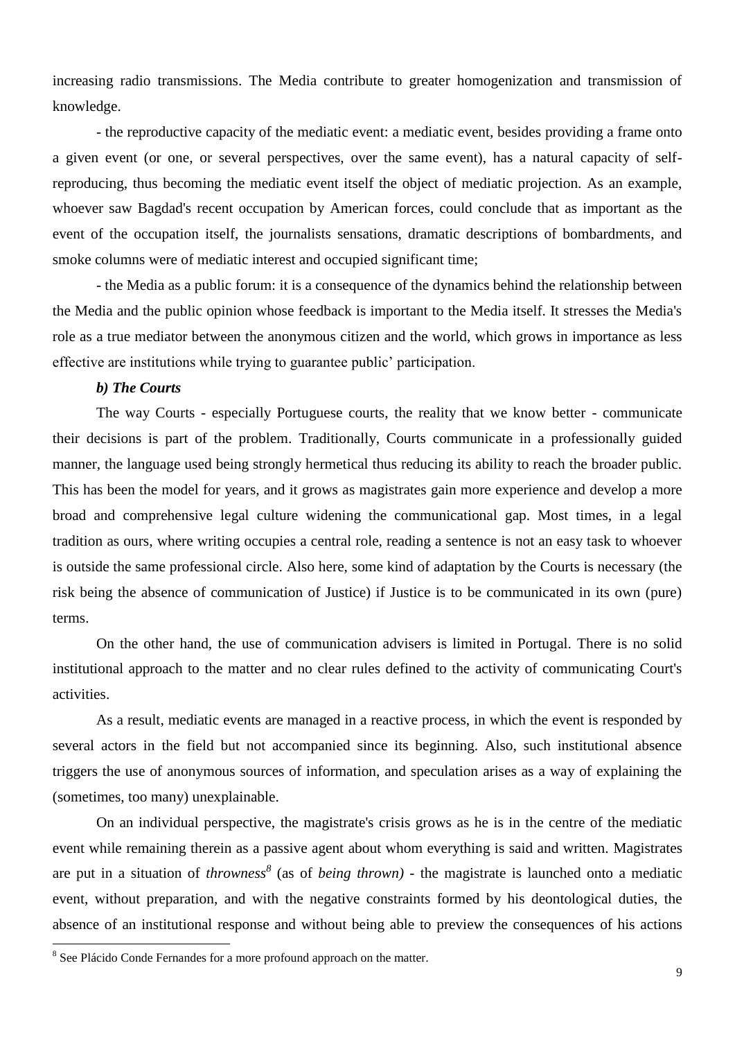increasing radio transmissions. The Media contribute to greater homogenization and transmission of knowledge.

- the reproductive capacity of the mediatic event: a mediatic event, besides providing a frame onto a given event (or one, or several perspectives, over the same event), has a natural capacity of self-reproducing, thus becoming the mediatic event itself the object of mediatic projection. As an example, whoever saw Bagdad's recent occupation by American forces, could conclude that as important as the event of the occupation itself, the journalists sensations, dramatic descriptions of bombardments, and smoke columns were of mediatic interest and occupied significant time;

- the Media as a public forum: it is a consequence of the dynamics behind the relationship between the Media and the public opinion whose feedback is important to the Media itself. It stresses the Media's role as a true mediator between the anonymous citizen and the world, which grows in importance as less effective are institutions while trying to guarantee public' participation.

***b) The Courts***

The way Courts - especially Portuguese courts, the reality that we know better - communicate their decisions is part of the problem. Traditionally, Courts communicate in a professionally guided manner, the language used being strongly hermetical thus reducing its ability to reach the broader public. This has been the model for years, and it grows as magistrates gain more experience and develop a more broad and comprehensive legal culture widening the communicational gap. Most times, in a legal tradition as ours, where writing occupies a central role, reading a sentence is not an easy task to whoever is outside the same professional circle. Also here, some kind of adaptation by the Courts is necessary (the risk being the absence of communication of Justice) if Justice is to be communicated in its own (pure) terms.

On the other hand, the use of communication advisers is limited in Portugal. There is no solid institutional approach to the matter and no clear rules defined to the activity of communicating Court's activities.

As a result, mediatic events are managed in a reactive process, in which the event is responded by several actors in the field but not accompanied since its beginning. Also, such institutional absence triggers the use of anonymous sources of information, and speculation arises as a way of explaining the (sometimes, too many) unexplainable.

On an individual perspective, the magistrate's crisis grows as he is in the centre of the mediatic event while remaining therein as a passive agent about whom everything is said and written. Magistrates are put in a situation of *throwness*[8] (as of *being thrown)* - the magistrate is launched onto a mediatic event, without preparation, and with the negative constraints formed by his deontological duties, the absence of an institutional response and without being able to preview the consequences of his actions

[8] See Plácido Conde Fernandes for a more profound approach on the matter.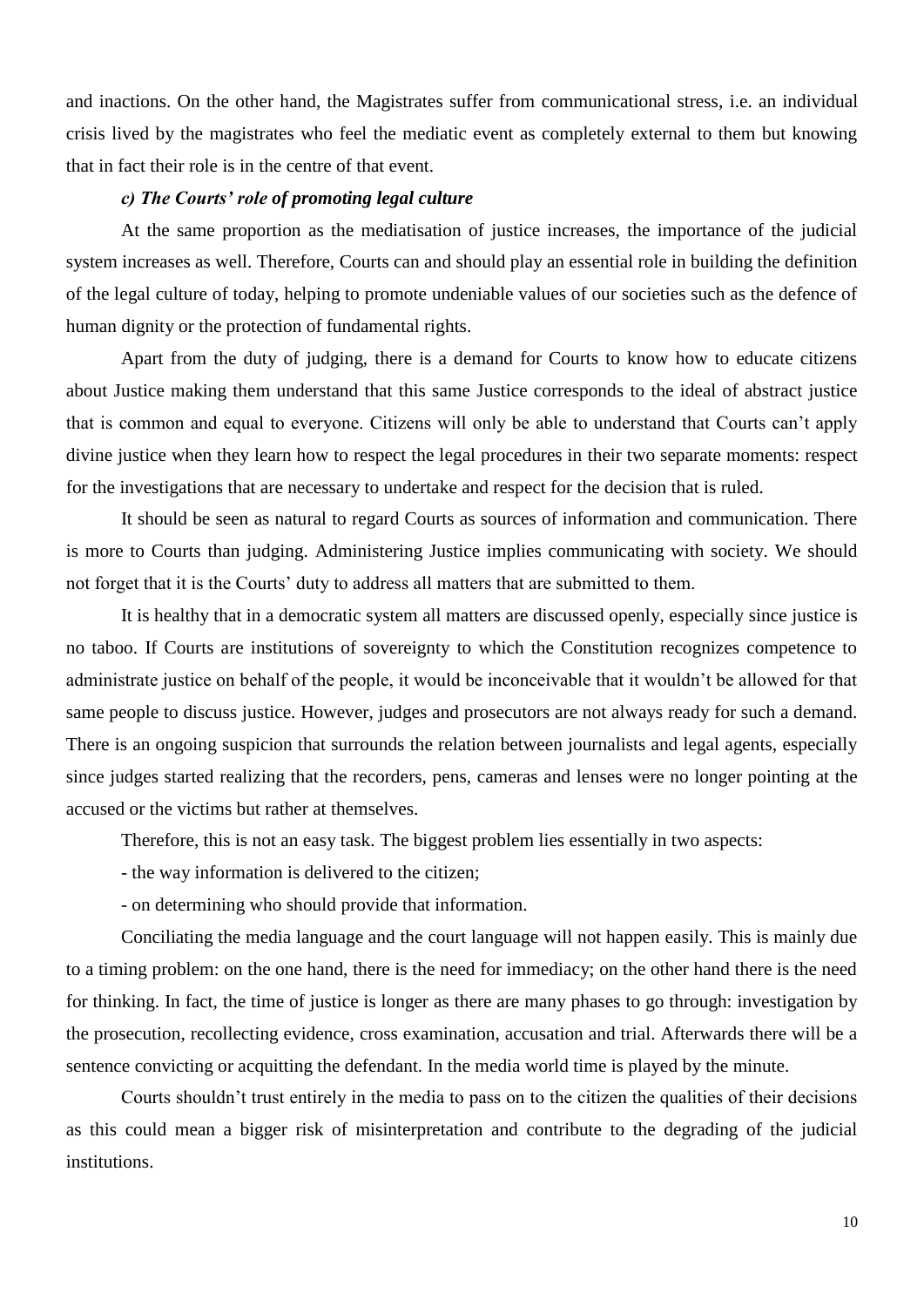and inactions. On the other hand, the Magistrates suffer from communicational stress, i.e. an individual crisis lived by the magistrates who feel the mediatic event as completely external to them but knowing that in fact their role is in the centre of that event.

### *c) The Courts' role of promoting legal culture*

At the same proportion as the mediatisation of justice increases, the importance of the judicial system increases as well. Therefore, Courts can and should play an essential role in building the definition of the legal culture of today, helping to promote undeniable values of our societies such as the defence of human dignity or the protection of fundamental rights.

Apart from the duty of judging, there is a demand for Courts to know how to educate citizens about Justice making them understand that this same Justice corresponds to the ideal of abstract justice that is common and equal to everyone. Citizens will only be able to understand that Courts can't apply divine justice when they learn how to respect the legal procedures in their two separate moments: respect for the investigations that are necessary to undertake and respect for the decision that is ruled.

It should be seen as natural to regard Courts as sources of information and communication. There is more to Courts than judging. Administering Justice implies communicating with society. We should not forget that it is the Courts' duty to address all matters that are submitted to them.

It is healthy that in a democratic system all matters are discussed openly, especially since justice is no taboo. If Courts are institutions of sovereignty to which the Constitution recognizes competence to administrate justice on behalf of the people, it would be inconceivable that it wouldn't be allowed for that same people to discuss justice. However, judges and prosecutors are not always ready for such a demand. There is an ongoing suspicion that surrounds the relation between journalists and legal agents, especially since judges started realizing that the recorders, pens, cameras and lenses were no longer pointing at the accused or the victims but rather at themselves.

Therefore, this is not an easy task. The biggest problem lies essentially in two aspects:

- the way information is delivered to the citizen;
- on determining who should provide that information.

Conciliating the media language and the court language will not happen easily. This is mainly due to a timing problem: on the one hand, there is the need for immediacy; on the other hand there is the need for thinking. In fact, the time of justice is longer as there are many phases to go through: investigation by the prosecution, recollecting evidence, cross examination, accusation and trial. Afterwards there will be a sentence convicting or acquitting the defendant. In the media world time is played by the minute.

Courts shouldn't trust entirely in the media to pass on to the citizen the qualities of their decisions as this could mean a bigger risk of misinterpretation and contribute to the degrading of the judicial institutions.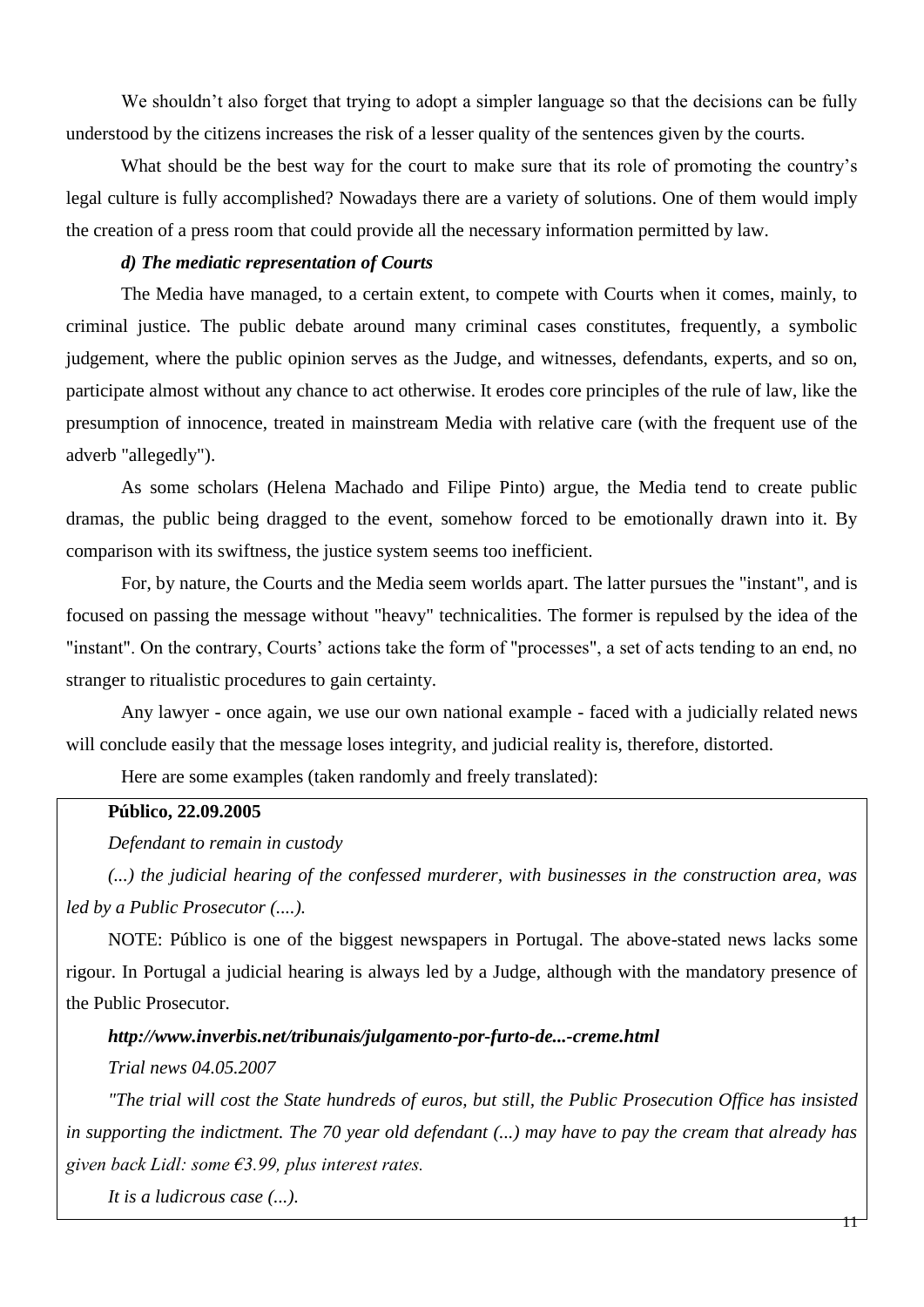We shouldn't also forget that trying to adopt a simpler language so that the decisions can be fully understood by the citizens increases the risk of a lesser quality of the sentences given by the courts.

What should be the best way for the court to make sure that its role of promoting the country's legal culture is fully accomplished? Nowadays there are a variety of solutions. One of them would imply the creation of a press room that could provide all the necessary information permitted by law.

***d) The mediatic representation of Courts***

The Media have managed, to a certain extent, to compete with Courts when it comes, mainly, to criminal justice. The public debate around many criminal cases constitutes, frequently, a symbolic judgement, where the public opinion serves as the Judge, and witnesses, defendants, experts, and so on, participate almost without any chance to act otherwise. It erodes core principles of the rule of law, like the presumption of innocence, treated in mainstream Media with relative care (with the frequent use of the adverb "allegedly").

As some scholars (Helena Machado and Filipe Pinto) argue, the Media tend to create public dramas, the public being dragged to the event, somehow forced to be emotionally drawn into it. By comparison with its swiftness, the justice system seems too inefficient.

For, by nature, the Courts and the Media seem worlds apart. The latter pursues the "instant", and is focused on passing the message without "heavy" technicalities. The former is repulsed by the idea of the "instant". On the contrary, Courts' actions take the form of "processes", a set of acts tending to an end, no stranger to ritualistic procedures to gain certainty.

Any lawyer - once again, we use our own national example - faced with a judicially related news will conclude easily that the message loses integrity, and judicial reality is, therefore, distorted.

Here are some examples (taken randomly and freely translated):

**Público, 22.09.2005**

*Defendant to remain in custody*

*(...) the judicial hearing of the confessed murderer, with businesses in the construction area, was led by a Public Prosecutor (....).*

NOTE: Público is one of the biggest newspapers in Portugal. The above-stated news lacks some rigour. In Portugal a judicial hearing is always led by a Judge, although with the mandatory presence of the Public Prosecutor.

***http://www.inverbis.net/tribunais/julgamento-por-furto-de...-creme.html***

*Trial news 04.05.2007*

*"The trial will cost the State hundreds of euros, but still, the Public Prosecution Office has insisted in supporting the indictment. The 70 year old defendant (...) may have to pay the cream that already has given back Lidl: some €3.99, plus interest rates.*

*It is a ludicrous case (...).*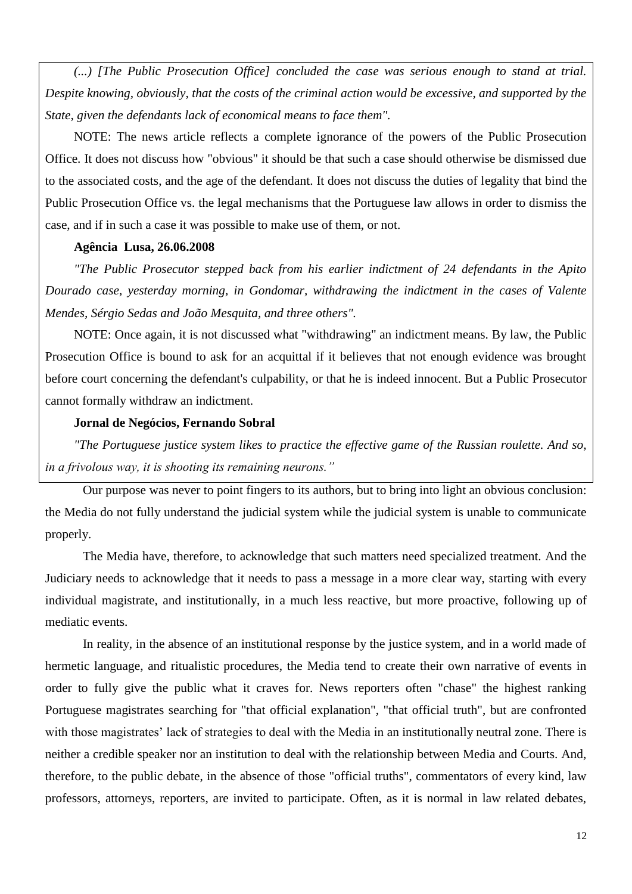*(...) [The Public Prosecution Office] concluded the case was serious enough to stand at trial. Despite knowing, obviously, that the costs of the criminal action would be excessive, and supported by the State, given the defendants lack of economical means to face them".*

NOTE: The news article reflects a complete ignorance of the powers of the Public Prosecution Office. It does not discuss how "obvious" it should be that such a case should otherwise be dismissed due to the associated costs, and the age of the defendant. It does not discuss the duties of legality that bind the Public Prosecution Office vs. the legal mechanisms that the Portuguese law allows in order to dismiss the case, and if in such a case it was possible to make use of them, or not.

**Agência Lusa, 26.06.2008**

*"The Public Prosecutor stepped back from his earlier indictment of 24 defendants in the Apito Dourado case, yesterday morning, in Gondomar, withdrawing the indictment in the cases of Valente Mendes, Sérgio Sedas and João Mesquita, and three others".*

NOTE: Once again, it is not discussed what "withdrawing" an indictment means. By law, the Public Prosecution Office is bound to ask for an acquittal if it believes that not enough evidence was brought before court concerning the defendant's culpability, or that he is indeed innocent. But a Public Prosecutor cannot formally withdraw an indictment.

**Jornal de Negócios, Fernando Sobral**

*"The Portuguese justice system likes to practice the effective game of the Russian roulette. And so, in a frivolous way, it is shooting its remaining neurons."*

Our purpose was never to point fingers to its authors, but to bring into light an obvious conclusion: the Media do not fully understand the judicial system while the judicial system is unable to communicate properly.

The Media have, therefore, to acknowledge that such matters need specialized treatment. And the Judiciary needs to acknowledge that it needs to pass a message in a more clear way, starting with every individual magistrate, and institutionally, in a much less reactive, but more proactive, following up of mediatic events.

In reality, in the absence of an institutional response by the justice system, and in a world made of hermetic language, and ritualistic procedures, the Media tend to create their own narrative of events in order to fully give the public what it craves for. News reporters often "chase" the highest ranking Portuguese magistrates searching for "that official explanation", "that official truth", but are confronted with those magistrates' lack of strategies to deal with the Media in an institutionally neutral zone. There is neither a credible speaker nor an institution to deal with the relationship between Media and Courts. And, therefore, to the public debate, in the absence of those "official truths", commentators of every kind, law professors, attorneys, reporters, are invited to participate. Often, as it is normal in law related debates,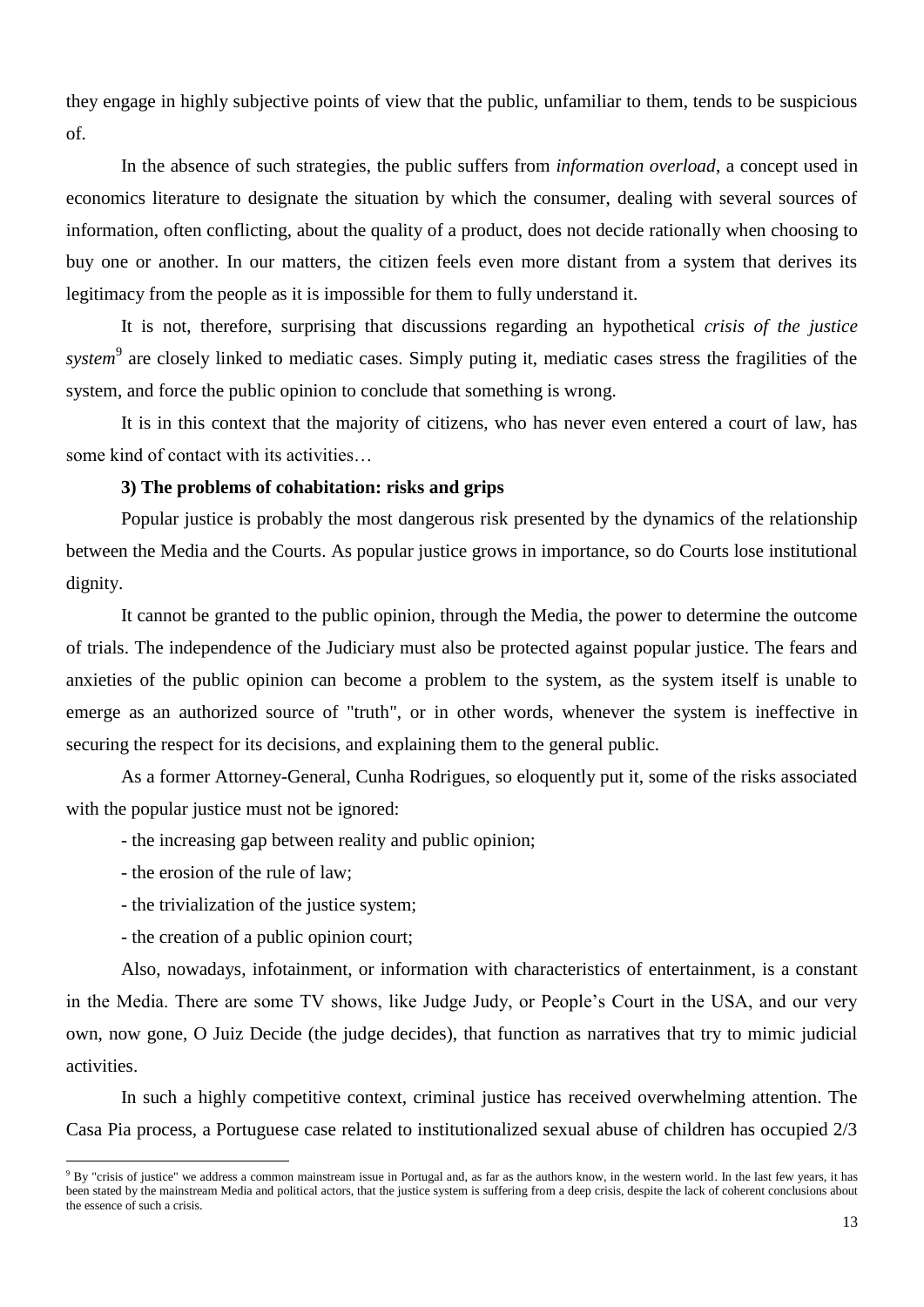they engage in highly subjective points of view that the public, unfamiliar to them, tends to be suspicious of.

In the absence of such strategies, the public suffers from *information overload*, a concept used in economics literature to designate the situation by which the consumer, dealing with several sources of information, often conflicting, about the quality of a product, does not decide rationally when choosing to buy one or another. In our matters, the citizen feels even more distant from a system that derives its legitimacy from the people as it is impossible for them to fully understand it.

It is not, therefore, surprising that discussions regarding an hypothetical *crisis of the justice system*[9] are closely linked to mediatic cases. Simply puting it, mediatic cases stress the fragilities of the system, and force the public opinion to conclude that something is wrong.

It is in this context that the majority of citizens, who has never even entered a court of law, has some kind of contact with its activities…

**3) The problems of cohabitation: risks and grips**

Popular justice is probably the most dangerous risk presented by the dynamics of the relationship between the Media and the Courts. As popular justice grows in importance, so do Courts lose institutional dignity.

It cannot be granted to the public opinion, through the Media, the power to determine the outcome of trials. The independence of the Judiciary must also be protected against popular justice. The fears and anxieties of the public opinion can become a problem to the system, as the system itself is unable to emerge as an authorized source of "truth", or in other words, whenever the system is ineffective in securing the respect for its decisions, and explaining them to the general public.

As a former Attorney-General, Cunha Rodrigues, so eloquently put it, some of the risks associated with the popular justice must not be ignored:

- the increasing gap between reality and public opinion;
- the erosion of the rule of law;
- the trivialization of the justice system;
- the creation of a public opinion court;

Also, nowadays, infotainment, or information with characteristics of entertainment, is a constant in the Media. There are some TV shows, like Judge Judy, or People's Court in the USA, and our very own, now gone, O Juiz Decide (the judge decides), that function as narratives that try to mimic judicial activities.

In such a highly competitive context, criminal justice has received overwhelming attention. The Casa Pia process, a Portuguese case related to institutionalized sexual abuse of children has occupied 2/3

[9] By "crisis of justice" we address a common mainstream issue in Portugal and, as far as the authors know, in the western world. In the last few years, it has been stated by the mainstream Media and political actors, that the justice system is suffering from a deep crisis, despite the lack of coherent conclusions about the essence of such a crisis.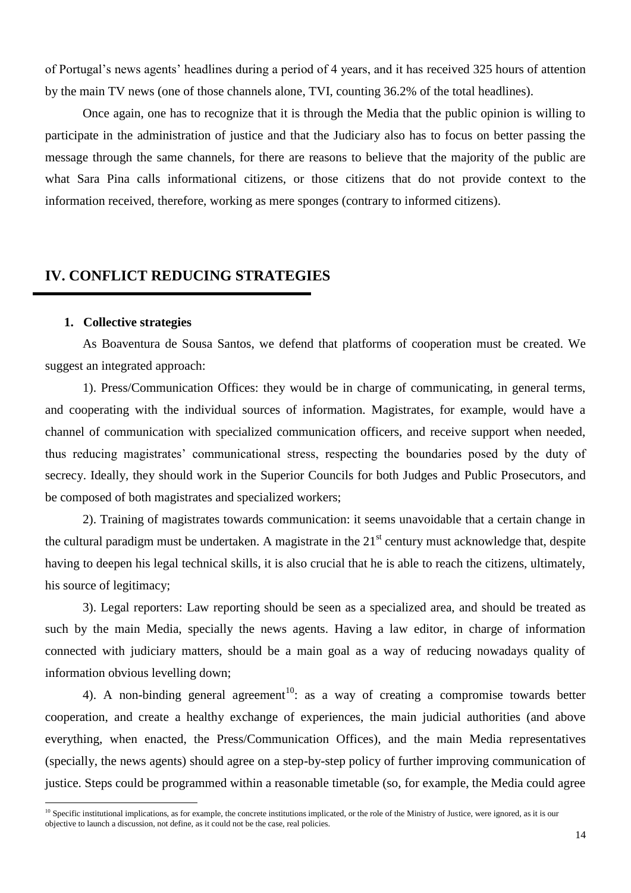of Portugal's news agents' headlines during a period of 4 years, and it has received 325 hours of attention by the main TV news (one of those channels alone, TVI, counting 36.2% of the total headlines).

Once again, one has to recognize that it is through the Media that the public opinion is willing to participate in the administration of justice and that the Judiciary also has to focus on better passing the message through the same channels, for there are reasons to believe that the majority of the public are what Sara Pina calls informational citizens, or those citizens that do not provide context to the information received, therefore, working as mere sponges (contrary to informed citizens).

## IV. CONFLICT REDUCING STRATEGIES

### 1. Collective strategies

As Boaventura de Sousa Santos, we defend that platforms of cooperation must be created. We suggest an integrated approach:

1). Press/Communication Offices: they would be in charge of communicating, in general terms, and cooperating with the individual sources of information. Magistrates, for example, would have a channel of communication with specialized communication officers, and receive support when needed, thus reducing magistrates' communicational stress, respecting the boundaries posed by the duty of secrecy. Ideally, they should work in the Superior Councils for both Judges and Public Prosecutors, and be composed of both magistrates and specialized workers;

2). Training of magistrates towards communication: it seems unavoidable that a certain change in the cultural paradigm must be undertaken. A magistrate in the 21st century must acknowledge that, despite having to deepen his legal technical skills, it is also crucial that he is able to reach the citizens, ultimately, his source of legitimacy;

3). Legal reporters: Law reporting should be seen as a specialized area, and should be treated as such by the main Media, specially the news agents. Having a law editor, in charge of information connected with judiciary matters, should be a main goal as a way of reducing nowadays quality of information obvious levelling down;

4). A non-binding general agreement[10]: as a way of creating a compromise towards better cooperation, and create a healthy exchange of experiences, the main judicial authorities (and above everything, when enacted, the Press/Communication Offices), and the main Media representatives (specially, the news agents) should agree on a step-by-step policy of further improving communication of justice. Steps could be programmed within a reasonable timetable (so, for example, the Media could agree

[10] Specific institutional implications, as for example, the concrete institutions implicated, or the role of the Ministry of Justice, were ignored, as it is our objective to launch a discussion, not define, as it could not be the case, real policies.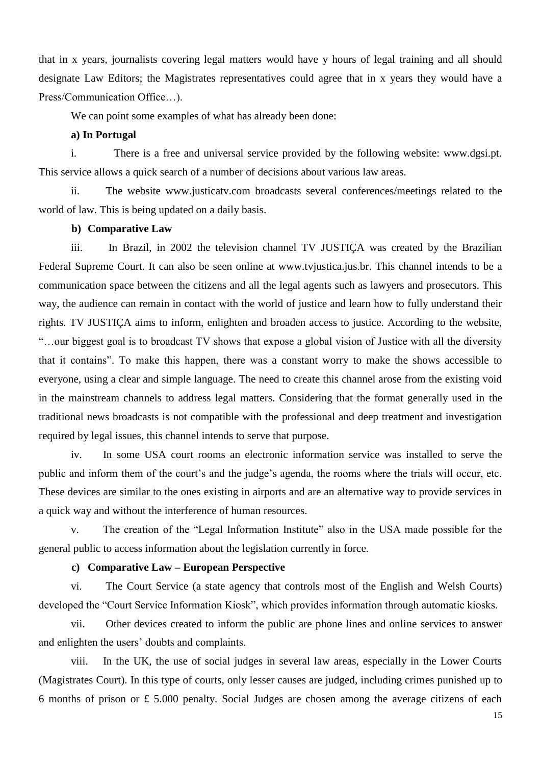that in x years, journalists covering legal matters would have y hours of legal training and all should designate Law Editors; the Magistrates representatives could agree that in x years they would have a Press/Communication Office…).

We can point some examples of what has already been done:

**a) In Portugal**

i. There is a free and universal service provided by the following website: www.dgsi.pt. This service allows a quick search of a number of decisions about various law areas.

ii. The website www.justicatv.com broadcasts several conferences/meetings related to the world of law. This is being updated on a daily basis.

**b) Comparative Law**

iii. In Brazil, in 2002 the television channel TV JUSTIÇA was created by the Brazilian Federal Supreme Court. It can also be seen online at www.tvjustica.jus.br. This channel intends to be a communication space between the citizens and all the legal agents such as lawyers and prosecutors. This way, the audience can remain in contact with the world of justice and learn how to fully understand their rights. TV JUSTIÇA aims to inform, enlighten and broaden access to justice. According to the website, "…our biggest goal is to broadcast TV shows that expose a global vision of Justice with all the diversity that it contains". To make this happen, there was a constant worry to make the shows accessible to everyone, using a clear and simple language. The need to create this channel arose from the existing void in the mainstream channels to address legal matters. Considering that the format generally used in the traditional news broadcasts is not compatible with the professional and deep treatment and investigation required by legal issues, this channel intends to serve that purpose.

iv. In some USA court rooms an electronic information service was installed to serve the public and inform them of the court's and the judge's agenda, the rooms where the trials will occur, etc. These devices are similar to the ones existing in airports and are an alternative way to provide services in a quick way and without the interference of human resources.

v. The creation of the "Legal Information Institute" also in the USA made possible for the general public to access information about the legislation currently in force.

**c) Comparative Law – European Perspective**

vi. The Court Service (a state agency that controls most of the English and Welsh Courts) developed the "Court Service Information Kiosk", which provides information through automatic kiosks.

vii. Other devices created to inform the public are phone lines and online services to answer and enlighten the users' doubts and complaints.

viii. In the UK, the use of social judges in several law areas, especially in the Lower Courts (Magistrates Court). In this type of courts, only lesser causes are judged, including crimes punished up to 6 months of prison or £ 5.000 penalty. Social Judges are chosen among the average citizens of each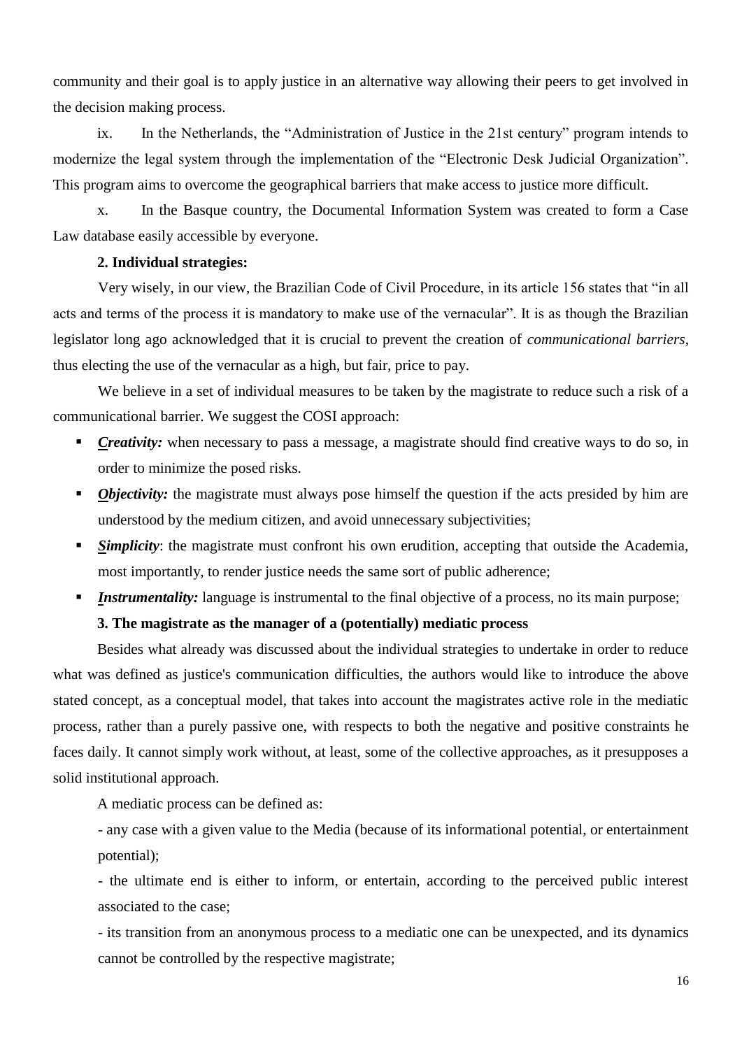community and their goal is to apply justice in an alternative way allowing their peers to get involved in the decision making process.

ix. In the Netherlands, the "Administration of Justice in the 21st century" program intends to modernize the legal system through the implementation of the "Electronic Desk Judicial Organization". This program aims to overcome the geographical barriers that make access to justice more difficult.

x. In the Basque country, the Documental Information System was created to form a Case Law database easily accessible by everyone.

**2. Individual strategies:**

Very wisely, in our view, the Brazilian Code of Civil Procedure, in its article 156 states that "in all acts and terms of the process it is mandatory to make use of the vernacular". It is as though the Brazilian legislator long ago acknowledged that it is crucial to prevent the creation of *communicational barriers*, thus electing the use of the vernacular as a high, but fair, price to pay.

We believe in a set of individual measures to be taken by the magistrate to reduce such a risk of a communicational barrier. We suggest the COSI approach:

- ***Creativity:*** when necessary to pass a message, a magistrate should find creative ways to do so, in order to minimize the posed risks.
- ***Objectivity:*** the magistrate must always pose himself the question if the acts presided by him are understood by the medium citizen, and avoid unnecessary subjectivities;
- ***Simplicity***: the magistrate must confront his own erudition, accepting that outside the Academia, most importantly, to render justice needs the same sort of public adherence;
- ***Instrumentality:*** language is instrumental to the final objective of a process, no its main purpose;

**3. The magistrate as the manager of a (potentially) mediatic process**

Besides what already was discussed about the individual strategies to undertake in order to reduce what was defined as justice's communication difficulties, the authors would like to introduce the above stated concept, as a conceptual model, that takes into account the magistrates active role in the mediatic process, rather than a purely passive one, with respects to both the negative and positive constraints he faces daily. It cannot simply work without, at least, some of the collective approaches, as it presupposes a solid institutional approach.

A mediatic process can be defined as:

- any case with a given value to the Media (because of its informational potential, or entertainment potential);

- the ultimate end is either to inform, or entertain, according to the perceived public interest associated to the case;

- its transition from an anonymous process to a mediatic one can be unexpected, and its dynamics cannot be controlled by the respective magistrate;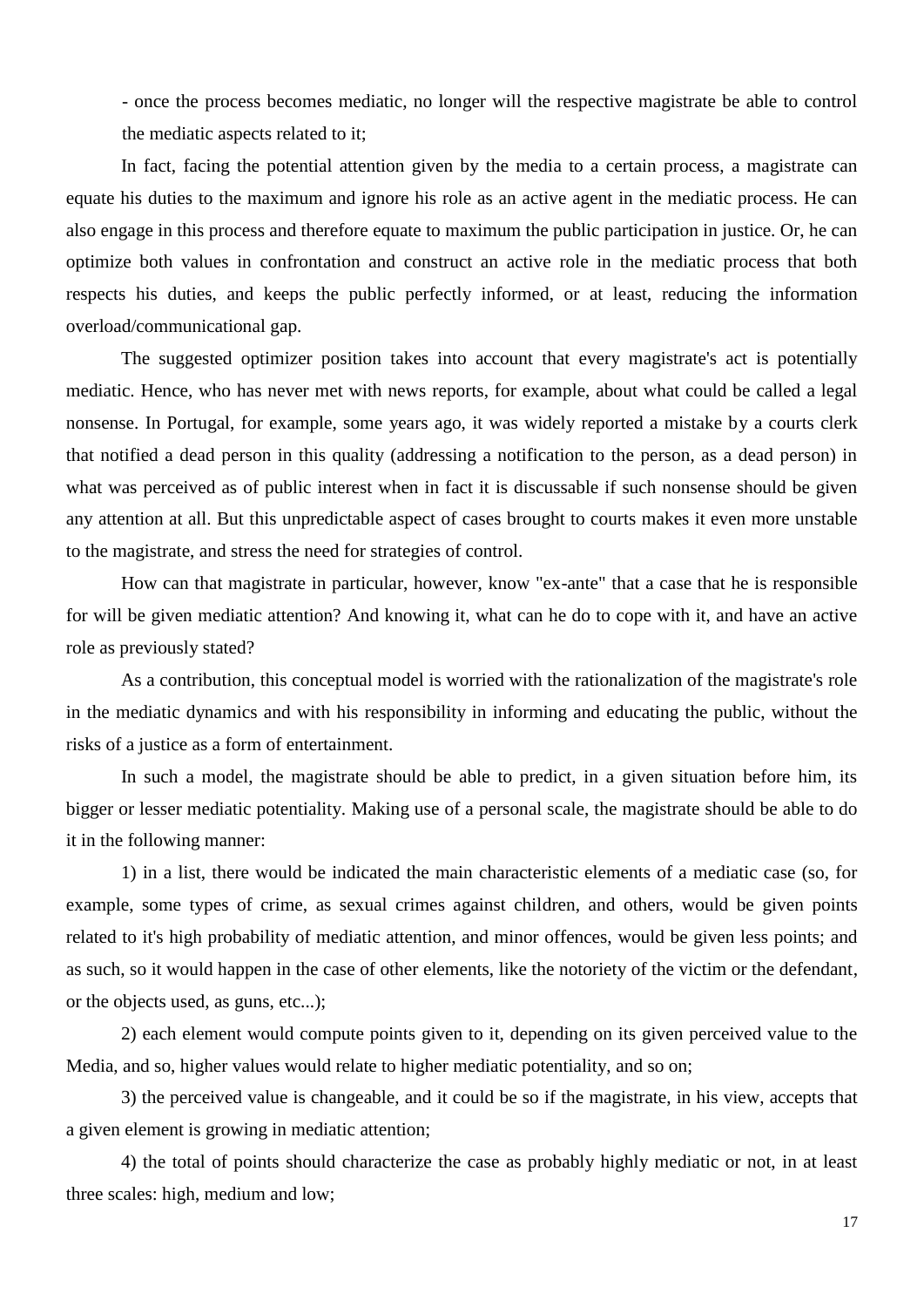- once the process becomes mediatic, no longer will the respective magistrate be able to control the mediatic aspects related to it;

In fact, facing the potential attention given by the media to a certain process, a magistrate can equate his duties to the maximum and ignore his role as an active agent in the mediatic process. He can also engage in this process and therefore equate to maximum the public participation in justice. Or, he can optimize both values in confrontation and construct an active role in the mediatic process that both respects his duties, and keeps the public perfectly informed, or at least, reducing the information overload/communicational gap.

The suggested optimizer position takes into account that every magistrate's act is potentially mediatic. Hence, who has never met with news reports, for example, about what could be called a legal nonsense. In Portugal, for example, some years ago, it was widely reported a mistake by a courts clerk that notified a dead person in this quality (addressing a notification to the person, as a dead person) in what was perceived as of public interest when in fact it is discussable if such nonsense should be given any attention at all. But this unpredictable aspect of cases brought to courts makes it even more unstable to the magistrate, and stress the need for strategies of control.

How can that magistrate in particular, however, know "ex-ante" that a case that he is responsible for will be given mediatic attention? And knowing it, what can he do to cope with it, and have an active role as previously stated?

As a contribution, this conceptual model is worried with the rationalization of the magistrate's role in the mediatic dynamics and with his responsibility in informing and educating the public, without the risks of a justice as a form of entertainment.

In such a model, the magistrate should be able to predict, in a given situation before him, its bigger or lesser mediatic potentiality. Making use of a personal scale, the magistrate should be able to do it in the following manner:

1) in a list, there would be indicated the main characteristic elements of a mediatic case (so, for example, some types of crime, as sexual crimes against children, and others, would be given points related to it's high probability of mediatic attention, and minor offences, would be given less points; and as such, so it would happen in the case of other elements, like the notoriety of the victim or the defendant, or the objects used, as guns, etc...);

2) each element would compute points given to it, depending on its given perceived value to the Media, and so, higher values would relate to higher mediatic potentiality, and so on;

3) the perceived value is changeable, and it could be so if the magistrate, in his view, accepts that a given element is growing in mediatic attention;

4) the total of points should characterize the case as probably highly mediatic or not, in at least three scales: high, medium and low;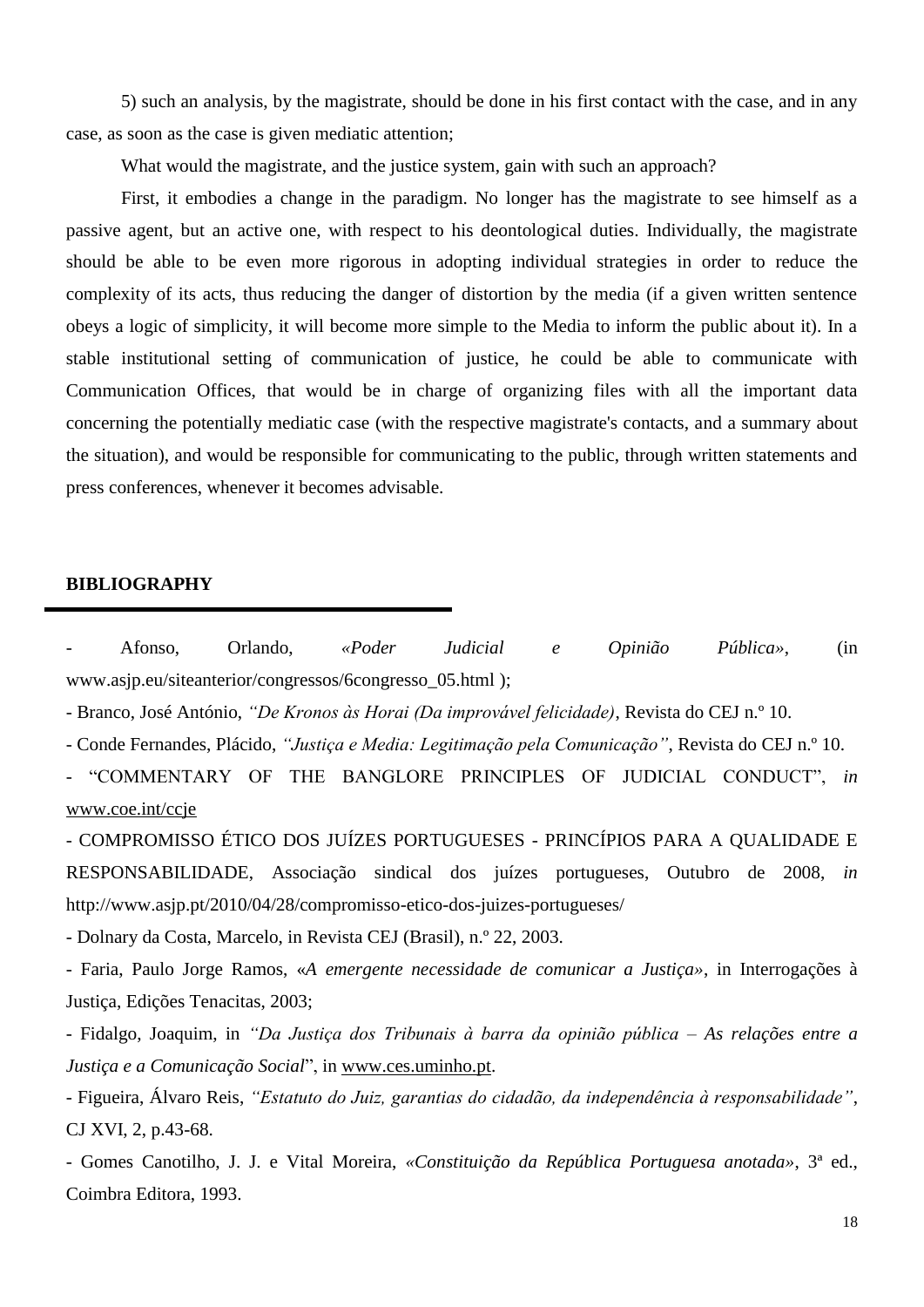5) such an analysis, by the magistrate, should be done in his first contact with the case, and in any case, as soon as the case is given mediatic attention;

What would the magistrate, and the justice system, gain with such an approach?

First, it embodies a change in the paradigm. No longer has the magistrate to see himself as a passive agent, but an active one, with respect to his deontological duties. Individually, the magistrate should be able to be even more rigorous in adopting individual strategies in order to reduce the complexity of its acts, thus reducing the danger of distortion by the media (if a given written sentence obeys a logic of simplicity, it will become more simple to the Media to inform the public about it). In a stable institutional setting of communication of justice, he could be able to communicate with Communication Offices, that would be in charge of organizing files with all the important data concerning the potentially mediatic case (with the respective magistrate's contacts, and a summary about the situation), and would be responsible for communicating to the public, through written statements and press conferences, whenever it becomes advisable.

## BIBLIOGRAPHY

- Afonso, Orlando, *«Poder Judicial e Opinião Pública»*, (in www.asjp.eu/siteanterior/congressos/6congresso_05.html );
- Branco, José António, *"De Kronos às Horai (Da improvável felicidade)*, Revista do CEJ n.º 10.
- Conde Fernandes, Plácido, *"Justiça e Media: Legitimação pela Comunicação"*, Revista do CEJ n.º 10.
- "COMMENTARY OF THE BANGLORE PRINCIPLES OF JUDICIAL CONDUCT", *in* www.coe.int/ccje
- COMPROMISSO ÉTICO DOS JUÍZES PORTUGUESES - PRINCÍPIOS PARA A QUALIDADE E RESPONSABILIDADE, Associação sindical dos juízes portugueses, Outubro de 2008, *in* http://www.asjp.pt/2010/04/28/compromisso-etico-dos-juizes-portugueses/
- Dolnary da Costa, Marcelo, in Revista CEJ (Brasil), n.º 22, 2003.
- Faria, Paulo Jorge Ramos, «*A emergente necessidade de comunicar a Justiça*», in Interrogações à Justiça, Edições Tenacitas, 2003;
- Fidalgo, Joaquim, in *"Da Justiça dos Tribunais à barra da opinião pública – As relações entre a Justiça e a Comunicação Social*", in www.ces.uminho.pt.
- Figueira, Álvaro Reis, *"Estatuto do Juiz, garantias do cidadão, da independência à responsabilidade"*, CJ XVI, 2, p.43-68.
- Gomes Canotilho, J. J. e Vital Moreira, *«Constituição da República Portuguesa anotada»*, 3ª ed., Coimbra Editora, 1993.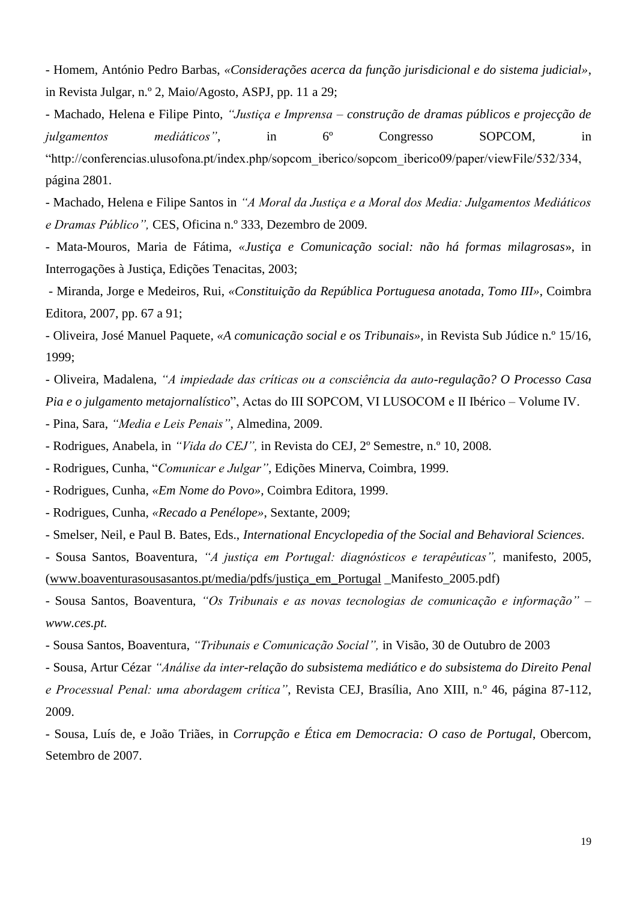- Homem, António Pedro Barbas, *«Considerações acerca da função jurisdicional e do sistema judicial»*, in Revista Julgar, n.º 2, Maio/Agosto, ASPJ, pp. 11 a 29;

- Machado, Helena e Filipe Pinto, *"Justiça e Imprensa – construção de dramas públicos e projecção de julgamentos mediáticos"*, in 6º Congresso SOPCOM, in "http://conferencias.ulusofona.pt/index.php/sopcom_iberico/sopcom_iberico09/paper/viewFile/532/334, página 2801.

- Machado, Helena e Filipe Santos in *"A Moral da Justiça e a Moral dos Media: Julgamentos Mediáticos e Dramas Público",* CES, Oficina n.º 333, Dezembro de 2009.

- Mata-Mouros, Maria de Fátima, «*Justiça e Comunicação social: não há formas milagrosas*», in Interrogações à Justiça, Edições Tenacitas, 2003;

- Miranda, Jorge e Medeiros, Rui, *«Constituição da República Portuguesa anotada, Tomo III»*, Coimbra Editora, 2007, pp. 67 a 91;

- Oliveira, José Manuel Paquete, *«A comunicação social e os Tribunais»*, in Revista Sub Júdice n.º 15/16, 1999;

- Oliveira, Madalena, *"A impiedade das críticas ou a consciência da auto-regulação? O Processo Casa Pia e o julgamento metajornalístico*", Actas do III SOPCOM, VI LUSOCOM e II Ibérico – Volume IV.

- Pina, Sara, *"Media e Leis Penais"*, Almedina, 2009.

- Rodrigues, Anabela, in *"Vida do CEJ",* in Revista do CEJ, 2º Semestre, n.º 10, 2008.

- Rodrigues, Cunha, "*Comunicar e Julgar"*, Edições Minerva, Coimbra, 1999.

- Rodrigues, Cunha, *«Em Nome do Povo»*, Coimbra Editora, 1999.

- Rodrigues, Cunha, *«Recado a Penélope»*, Sextante, 2009;

- Smelser, Neil, e Paul B. Bates, Eds., *International Encyclopedia of the Social and Behavioral Sciences*.

- Sousa Santos, Boaventura, *"A justiça em Portugal: diagnósticos e terapêuticas",* manifesto, 2005, (www.boaventurasousasantos.pt/media/pdfs/justiça_em_Portugal _Manifesto_2005.pdf)

- Sousa Santos, Boaventura, *"Os Tribunais e as novas tecnologias de comunicação e informação" – www.ces.pt.*

- Sousa Santos, Boaventura, *"Tribunais e Comunicação Social",* in Visão, 30 de Outubro de 2003

- Sousa, Artur Cézar *"Análise da inter-relação do subsistema mediático e do subsistema do Direito Penal e Processual Penal: uma abordagem crítica"*, Revista CEJ, Brasília, Ano XIII, n.º 46, página 87-112, 2009.

- Sousa, Luís de, e João Triães, in *Corrupção e Ética em Democracia: O caso de Portugal*, Obercom, Setembro de 2007.